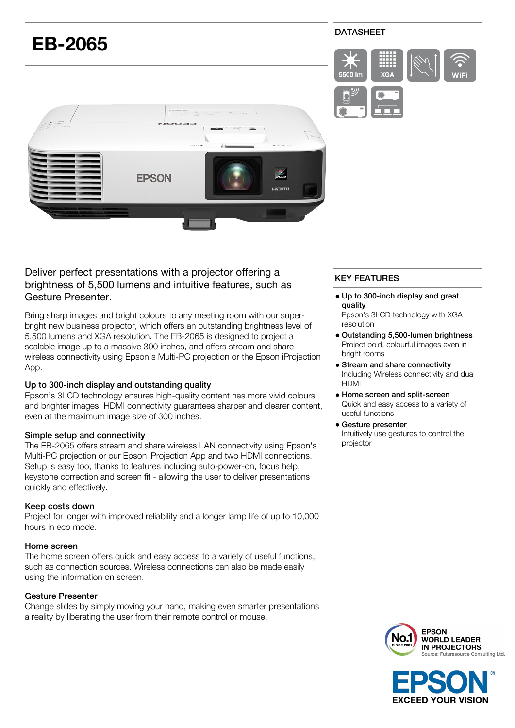# EB-2065

DATASHEET

5500 lm | XGA | WiFi

Deliver perfect presentations with a projector offering a brightness of 5,500 lumens and intuitive features, such as Gesture Presenter.

Bring sharp images and bright colours to any meeting room with our super-bright new business projector, which offers an outstanding brightness level of 5,500 lumens and XGA resolution. The EB-2065 is designed to project a scalable image up to a massive 300 inches, and offers stream and share wireless connectivity using Epson's Multi-PC projection or the Epson iProjection App.

### Up to 300-inch display and outstanding quality

Epson's 3LCD technology ensures high-quality content has more vivid colours and brighter images. HDMI connectivity guarantees sharper and clearer content, even at the maximum image size of 300 inches.

### Simple setup and connectivity

The EB-2065 offers stream and share wireless LAN connectivity using Epson's Multi-PC projection or our Epson iProjection App and two HDMI connections. Setup is easy too, thanks to features including auto-power-on, focus help, keystone correction and screen fit - allowing the user to deliver presentations quickly and effectively.

### Keep costs down

Project for longer with improved reliability and a longer lamp life of up to 10,000 hours in eco mode.

### Home screen

The home screen offers quick and easy access to a variety of useful functions, such as connection sources. Wireless connections can also be made easily using the information on screen.

### Gesture Presenter

Change slides by simply moving your hand, making even smarter presentations a reality by liberating the user from their remote control or mouse.

## KEY FEATURES

- **Up to 300-inch display and great quality**
  Epson's 3LCD technology with XGA resolution
- **Outstanding 5,500-lumen brightness**
  Project bold, colourful images even in bright rooms
- **Stream and share connectivity**
  Including Wireless connectivity and dual HDMI
- **Home screen and split-screen**
  Quick and easy access to a variety of useful functions
- **Gesture presenter**
  Intuitively use gestures to control the projector

No.1 SINCE 2001 — EPSON WORLD LEADER IN PROJECTORS
Source: Futuresource Consulting Ltd.

EPSON® EXCEED YOUR VISION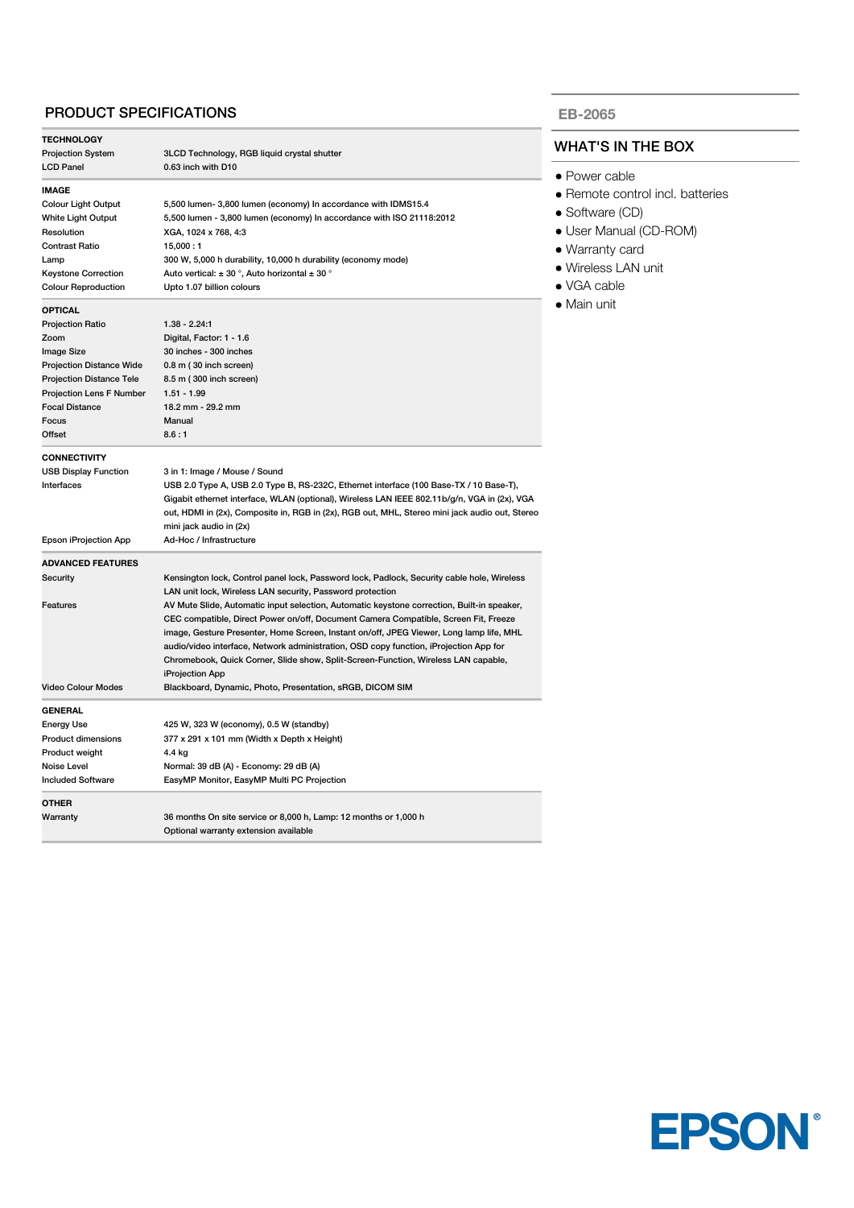## PRODUCT SPECIFICATIONS

| TECHNOLOGY | |
|---|---|
| Projection System | 3LCD Technology, RGB liquid crystal shutter |
| LCD Panel | 0.63 inch with D10 |

| IMAGE | |
|---|---|
| Colour Light Output | 5,500 lumen- 3,800 lumen (economy) In accordance with IDMS15.4 |
| White Light Output | 5,500 lumen - 3,800 lumen (economy) In accordance with ISO 21118:2012 |
| Resolution | XGA, 1024 x 768, 4:3 |
| Contrast Ratio | 15,000 : 1 |
| Lamp | 300 W, 5,000 h durability, 10,000 h durability (economy mode) |
| Keystone Correction | Auto vertical: ± 30 °, Auto horizontal ± 30 ° |
| Colour Reproduction | Upto 1.07 billion colours |

| OPTICAL | |
|---|---|
| Projection Ratio | 1.38 - 2.24:1 |
| Zoom | Digital, Factor: 1 - 1.6 |
| Image Size | 30 inches - 300 inches |
| Projection Distance Wide | 0.8 m ( 30 inch screen) |
| Projection Distance Tele | 8.5 m ( 300 inch screen) |
| Projection Lens F Number | 1.51 - 1.99 |
| Focal Distance | 18.2 mm - 29.2 mm |
| Focus | Manual |
| Offset | 8.6 : 1 |

| CONNECTIVITY | |
|---|---|
| USB Display Function | 3 in 1: Image / Mouse / Sound |
| Interfaces | USB 2.0 Type A, USB 2.0 Type B, RS-232C, Ethernet interface (100 Base-TX / 10 Base-T), Gigabit ethernet interface, WLAN (optional), Wireless LAN IEEE 802.11b/g/n, VGA in (2x), VGA out, HDMI in (2x), Composite in, RGB in (2x), RGB out, MHL, Stereo mini jack audio out, Stereo mini jack audio in (2x) |
| Epson iProjection App | Ad-Hoc / Infrastructure |

| ADVANCED FEATURES | |
|---|---|
| Security | Kensington lock, Control panel lock, Password lock, Padlock, Security cable hole, Wireless LAN unit lock, Wireless LAN security, Password protection |
| Features | AV Mute Slide, Automatic input selection, Automatic keystone correction, Built-in speaker, CEC compatible, Direct Power on/off, Document Camera Compatible, Screen Fit, Freeze image, Gesture Presenter, Home Screen, Instant on/off, JPEG Viewer, Long lamp life, MHL audio/video interface, Network administration, OSD copy function, iProjection App for Chromebook, Quick Corner, Slide show, Split-Screen-Function, Wireless LAN capable, iProjection App |
| Video Colour Modes | Blackboard, Dynamic, Photo, Presentation, sRGB, DICOM SIM |

| GENERAL | |
|---|---|
| Energy Use | 425 W, 323 W (economy), 0.5 W (standby) |
| Product dimensions | 377 x 291 x 101 mm (Width x Depth x Height) |
| Product weight | 4.4 kg |
| Noise Level | Normal: 39 dB (A) - Economy: 29 dB (A) |
| Included Software | EasyMP Monitor, EasyMP Multi PC Projection |

| OTHER | |
|---|---|
| Warranty | 36 months On site service or 8,000 h, Lamp: 12 months or 1,000 h<br>Optional warranty extension available |

**EB-2065**

## WHAT'S IN THE BOX

- Power cable
- Remote control incl. batteries
- Software (CD)
- User Manual (CD-ROM)
- Warranty card
- Wireless LAN unit
- VGA cable
- Main unit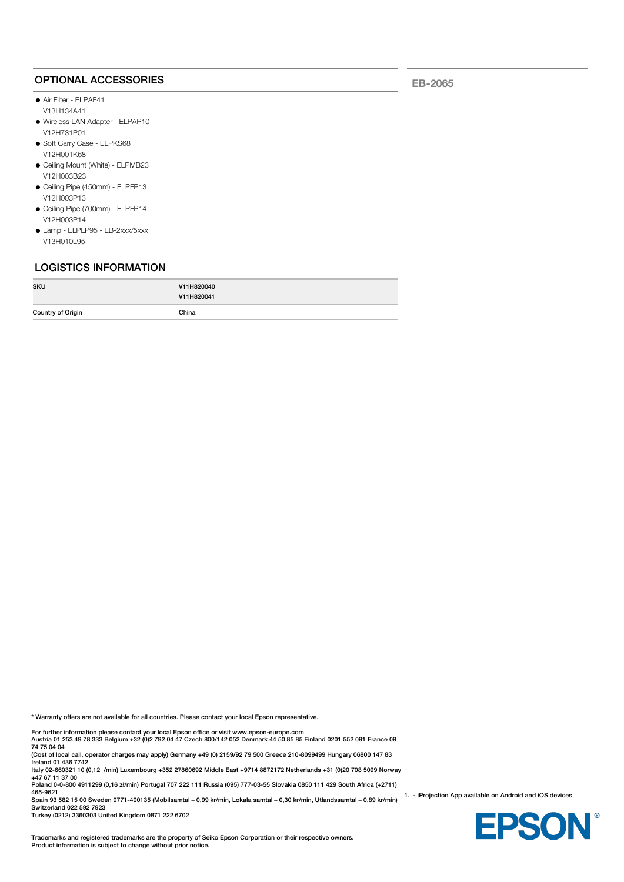## OPTIONAL ACCESSORIES

- Air Filter - ELPAF41
  V13H134A41
- Wireless LAN Adapter - ELPAP10
  V12H731P01
- Soft Carry Case - ELPKS68
  V12H001K68
- Ceiling Mount (White) - ELPMB23
  V12H003B23
- Ceiling Pipe (450mm) - ELPFP13
  V12H003P13
- Ceiling Pipe (700mm) - ELPFP14
  V12H003P14
- Lamp - ELPLP95 - EB-2xxx/5xxx
  V13H010L95

## LOGISTICS INFORMATION

| | |
|---|---|
| SKU | V11H820040<br>V11H820041 |
| Country of Origin | China |

**EB-2065**

* Warranty offers are not available for all countries. Please contact your local Epson representative.

For further information please contact your local Epson office or visit www.epson-europe.com
Austria 01 253 49 78 333 Belgium +32 (0)2 792 04 47 Czech 800/142 052 Denmark 44 50 85 85 Finland 0201 552 091 France 09 74 75 04 04
(Cost of local call, operator charges may apply) Germany +49 (0) 2159/92 79 500 Greece 210-8099499 Hungary 06800 147 83 Ireland 01 436 7742
Italy 02-660321 10 (0,12 /min) Luxembourg +352 27860692 Middle East +9714 8872172 Netherlands +31 (0)20 708 5099 Norway +47 67 11 37 00
Poland 0-0-800 4911299 (0,16 zł/min) Portugal 707 222 111 Russia (095) 777-03-55 Slovakia 0850 111 429 South Africa (+2711) 465-9621
Spain 93 582 15 00 Sweden 0771-400135 (Mobilsamtal – 0,99 kr/min, Lokala samtal – 0,30 kr/min, Utlandssamtal – 0,89 kr/min) Switzerland 022 592 7923
Turkey (0212) 3360303 United Kingdom 0871 222 6702

Trademarks and registered trademarks are the property of Seiko Epson Corporation or their respective owners.
Product information is subject to change without prior notice.

1. - iProjection App available on Android and iOS devices

EPSON®